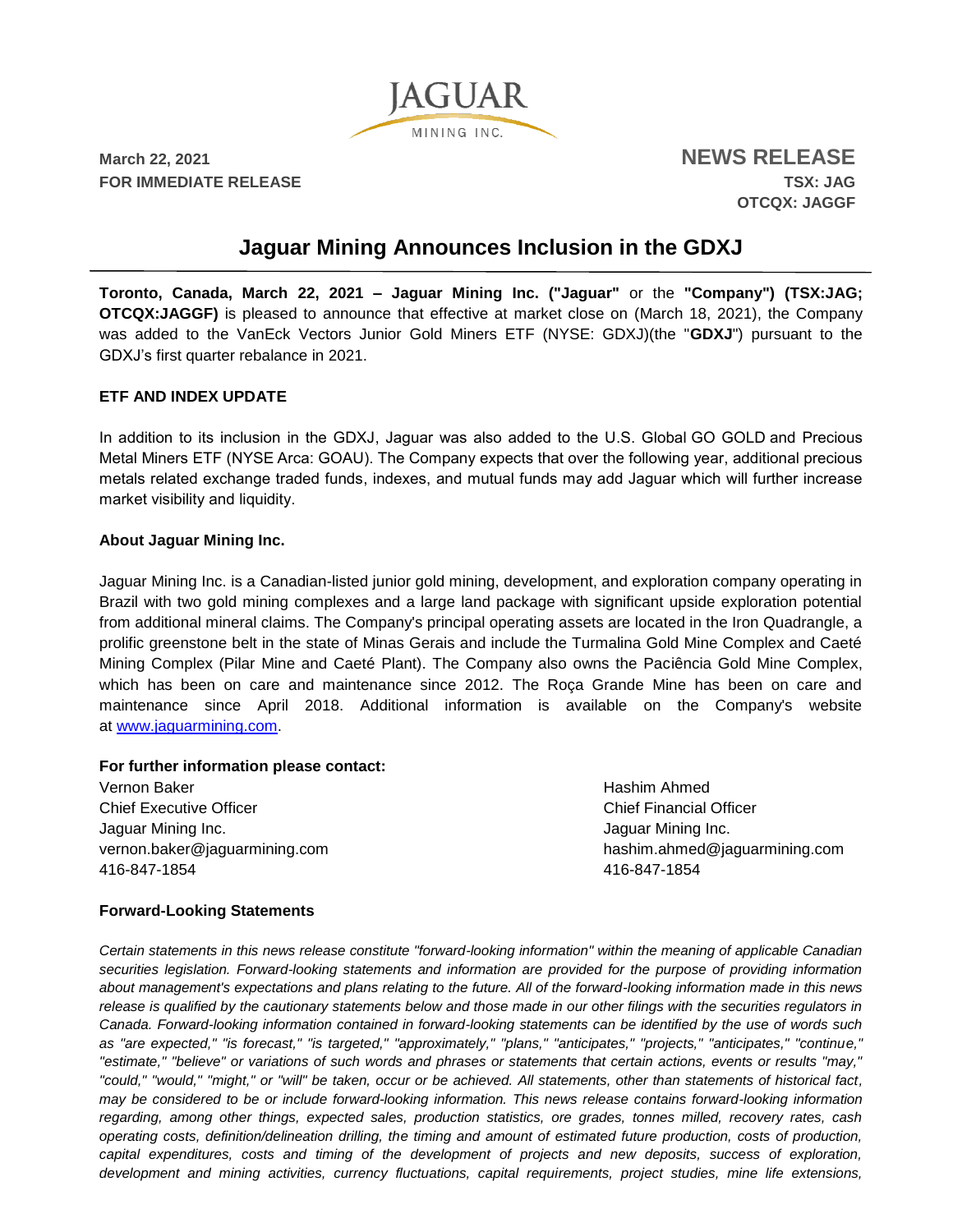March 22, 2021
**FOR IMMEDIATE RELEASE**

**NEWS RELEASE**
**TSX: JAG**
**OTCQX: JAGGF**

# Jaguar Mining Announces Inclusion in the GDXJ

**Toronto, Canada, March 22, 2021 – Jaguar Mining Inc. ("Jaguar"** or the **"Company") (TSX:JAG; OTCQX:JAGGF)** is pleased to announce that effective at market close on (March 18, 2021), the Company was added to the VanEck Vectors Junior Gold Miners ETF (NYSE: GDXJ)(the "**GDXJ**") pursuant to the GDXJ's first quarter rebalance in 2021.

## ETF AND INDEX UPDATE

In addition to its inclusion in the GDXJ, Jaguar was also added to the U.S. Global GO GOLD and Precious Metal Miners ETF (NYSE Arca: GOAU). The Company expects that over the following year, additional precious metals related exchange traded funds, indexes, and mutual funds may add Jaguar which will further increase market visibility and liquidity.

## About Jaguar Mining Inc.

Jaguar Mining Inc. is a Canadian-listed junior gold mining, development, and exploration company operating in Brazil with two gold mining complexes and a large land package with significant upside exploration potential from additional mineral claims. The Company's principal operating assets are located in the Iron Quadrangle, a prolific greenstone belt in the state of Minas Gerais and include the Turmalina Gold Mine Complex and Caeté Mining Complex (Pilar Mine and Caeté Plant). The Company also owns the Paciência Gold Mine Complex, which has been on care and maintenance since 2012. The Roça Grande Mine has been on care and maintenance since April 2018. Additional information is available on the Company's website at www.jaguarmining.com.

**For further information please contact:**

Vernon Baker
Chief Executive Officer
Jaguar Mining Inc.
vernon.baker@jaguarmining.com
416-847-1854

Hashim Ahmed
Chief Financial Officer
Jaguar Mining Inc.
hashim.ahmed@jaguarmining.com
416-847-1854

## Forward-Looking Statements

*Certain statements in this news release constitute "forward-looking information" within the meaning of applicable Canadian securities legislation. Forward-looking statements and information are provided for the purpose of providing information about management's expectations and plans relating to the future. All of the forward-looking information made in this news release is qualified by the cautionary statements below and those made in our other filings with the securities regulators in Canada. Forward-looking information contained in forward-looking statements can be identified by the use of words such as "are expected," "is forecast," "is targeted," "approximately," "plans," "anticipates," "projects," "anticipates," "continue," "estimate," "believe" or variations of such words and phrases or statements that certain actions, events or results "may," "could," "would," "might," or "will" be taken, occur or be achieved. All statements, other than statements of historical fact, may be considered to be or include forward-looking information. This news release contains forward-looking information regarding, among other things, expected sales, production statistics, ore grades, tonnes milled, recovery rates, cash operating costs, definition/delineation drilling, the timing and amount of estimated future production, costs of production, capital expenditures, costs and timing of the development of projects and new deposits, success of exploration, development and mining activities, currency fluctuations, capital requirements, project studies, mine life extensions,*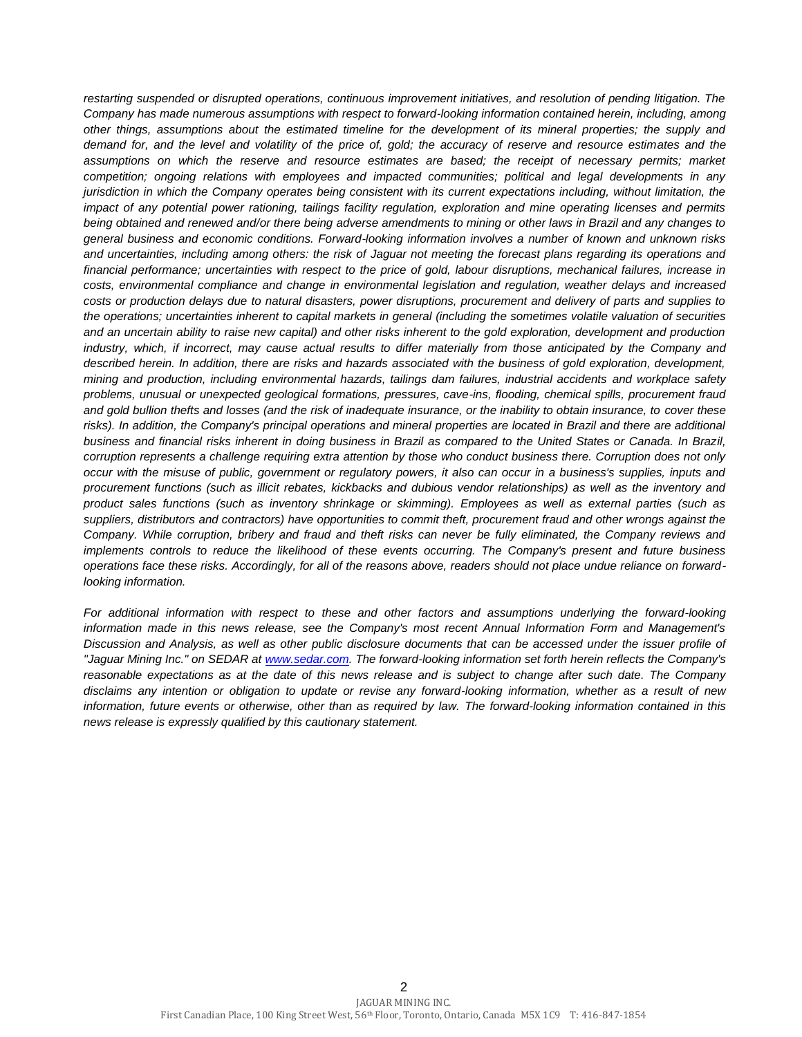*restarting suspended or disrupted operations, continuous improvement initiatives, and resolution of pending litigation. The Company has made numerous assumptions with respect to forward-looking information contained herein, including, among other things, assumptions about the estimated timeline for the development of its mineral properties; the supply and demand for, and the level and volatility of the price of, gold; the accuracy of reserve and resource estimates and the assumptions on which the reserve and resource estimates are based; the receipt of necessary permits; market competition; ongoing relations with employees and impacted communities; political and legal developments in any jurisdiction in which the Company operates being consistent with its current expectations including, without limitation, the impact of any potential power rationing, tailings facility regulation, exploration and mine operating licenses and permits being obtained and renewed and/or there being adverse amendments to mining or other laws in Brazil and any changes to general business and economic conditions. Forward-looking information involves a number of known and unknown risks and uncertainties, including among others: the risk of Jaguar not meeting the forecast plans regarding its operations and financial performance; uncertainties with respect to the price of gold, labour disruptions, mechanical failures, increase in costs, environmental compliance and change in environmental legislation and regulation, weather delays and increased costs or production delays due to natural disasters, power disruptions, procurement and delivery of parts and supplies to the operations; uncertainties inherent to capital markets in general (including the sometimes volatile valuation of securities and an uncertain ability to raise new capital) and other risks inherent to the gold exploration, development and production industry, which, if incorrect, may cause actual results to differ materially from those anticipated by the Company and described herein. In addition, there are risks and hazards associated with the business of gold exploration, development, mining and production, including environmental hazards, tailings dam failures, industrial accidents and workplace safety problems, unusual or unexpected geological formations, pressures, cave-ins, flooding, chemical spills, procurement fraud and gold bullion thefts and losses (and the risk of inadequate insurance, or the inability to obtain insurance, to cover these risks). In addition, the Company's principal operations and mineral properties are located in Brazil and there are additional business and financial risks inherent in doing business in Brazil as compared to the United States or Canada. In Brazil, corruption represents a challenge requiring extra attention by those who conduct business there. Corruption does not only occur with the misuse of public, government or regulatory powers, it also can occur in a business's supplies, inputs and procurement functions (such as illicit rebates, kickbacks and dubious vendor relationships) as well as the inventory and product sales functions (such as inventory shrinkage or skimming). Employees as well as external parties (such as suppliers, distributors and contractors) have opportunities to commit theft, procurement fraud and other wrongs against the Company. While corruption, bribery and fraud and theft risks can never be fully eliminated, the Company reviews and implements controls to reduce the likelihood of these events occurring. The Company's present and future business operations face these risks. Accordingly, for all of the reasons above, readers should not place undue reliance on forward-looking information.*

*For additional information with respect to these and other factors and assumptions underlying the forward-looking information made in this news release, see the Company's most recent Annual Information Form and Management's Discussion and Analysis, as well as other public disclosure documents that can be accessed under the issuer profile of "Jaguar Mining Inc." on SEDAR at [www.sedar.com](http://www.sedar.com). The forward-looking information set forth herein reflects the Company's reasonable expectations as at the date of this news release and is subject to change after such date. The Company disclaims any intention or obligation to update or revise any forward-looking information, whether as a result of new information, future events or otherwise, other than as required by law. The forward-looking information contained in this news release is expressly qualified by this cautionary statement.*